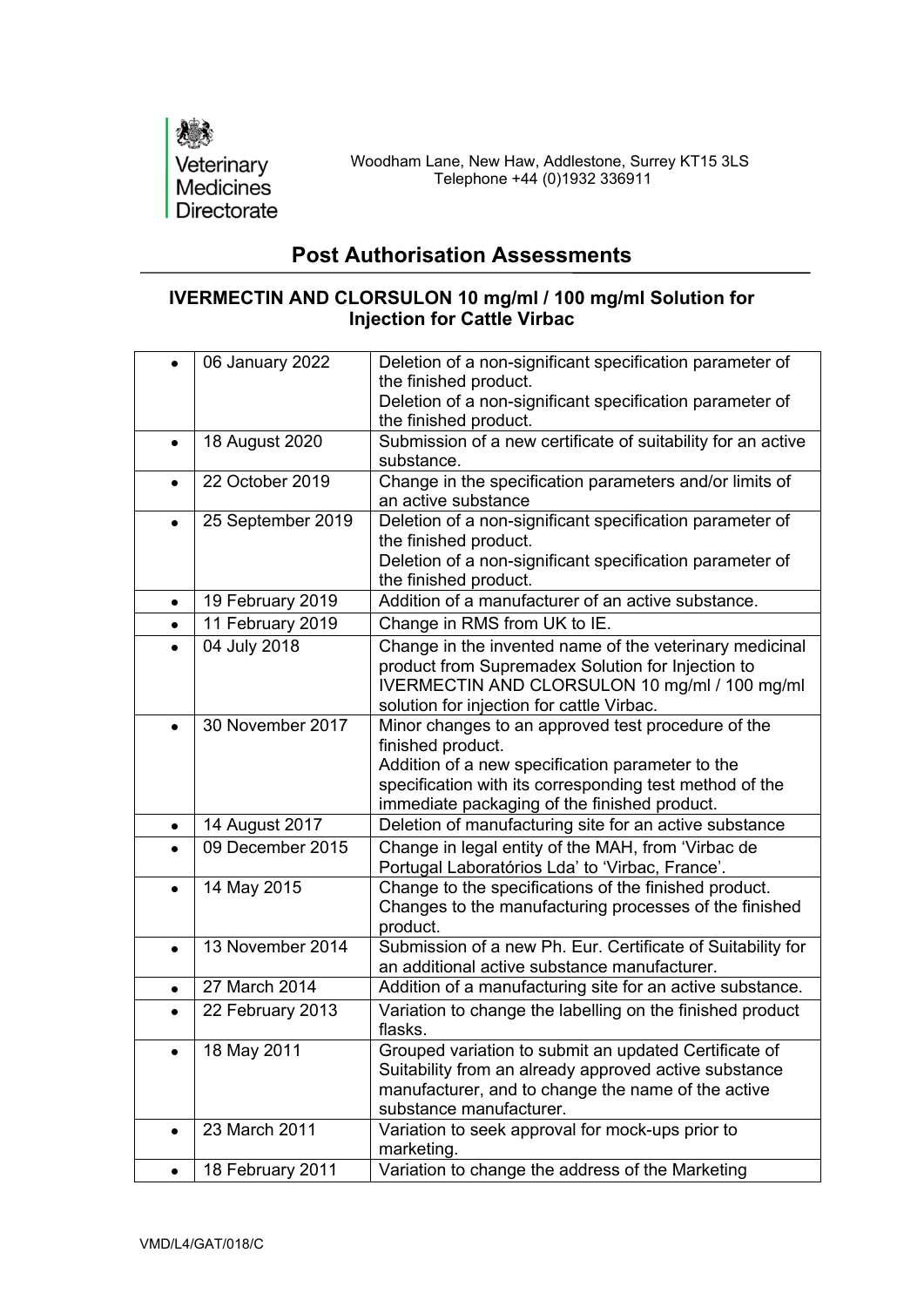Veterinary Medicines Directorate

Woodham Lane, New Haw, Addlestone, Surrey KT15 3LS
Telephone +44 (0)1932 336911

# Post Authorisation Assessments

## IVERMECTIN AND CLORSULON 10 mg/ml / 100 mg/ml Solution for Injection for Cattle Virbac

| | | |
|---|---|---|
| • | 06 January 2022 | Deletion of a non-significant specification parameter of the finished product.<br>Deletion of a non-significant specification parameter of the finished product. |
| • | 18 August 2020 | Submission of a new certificate of suitability for an active substance. |
| • | 22 October 2019 | Change in the specification parameters and/or limits of an active substance |
| • | 25 September 2019 | Deletion of a non-significant specification parameter of the finished product.<br>Deletion of a non-significant specification parameter of the finished product. |
| • | 19 February 2019 | Addition of a manufacturer of an active substance. |
| • | 11 February 2019 | Change in RMS from UK to IE. |
| • | 04 July 2018 | Change in the invented name of the veterinary medicinal product from Supremadex Solution for Injection to IVERMECTIN AND CLORSULON 10 mg/ml / 100 mg/ml solution for injection for cattle Virbac. |
| • | 30 November 2017 | Minor changes to an approved test procedure of the finished product.<br>Addition of a new specification parameter to the specification with its corresponding test method of the immediate packaging of the finished product. |
| • | 14 August 2017 | Deletion of manufacturing site for an active substance |
| • | 09 December 2015 | Change in legal entity of the MAH, from 'Virbac de Portugal Laboratórios Lda' to 'Virbac, France'. |
| • | 14 May 2015 | Change to the specifications of the finished product.<br>Changes to the manufacturing processes of the finished product. |
| • | 13 November 2014 | Submission of a new Ph. Eur. Certificate of Suitability for an additional active substance manufacturer. |
| • | 27 March 2014 | Addition of a manufacturing site for an active substance. |
| • | 22 February 2013 | Variation to change the labelling on the finished product flasks. |
| • | 18 May 2011 | Grouped variation to submit an updated Certificate of Suitability from an already approved active substance manufacturer, and to change the name of the active substance manufacturer. |
| • | 23 March 2011 | Variation to seek approval for mock-ups prior to marketing. |
| • | 18 February 2011 | Variation to change the address of the Marketing |

VMD/L4/GAT/018/C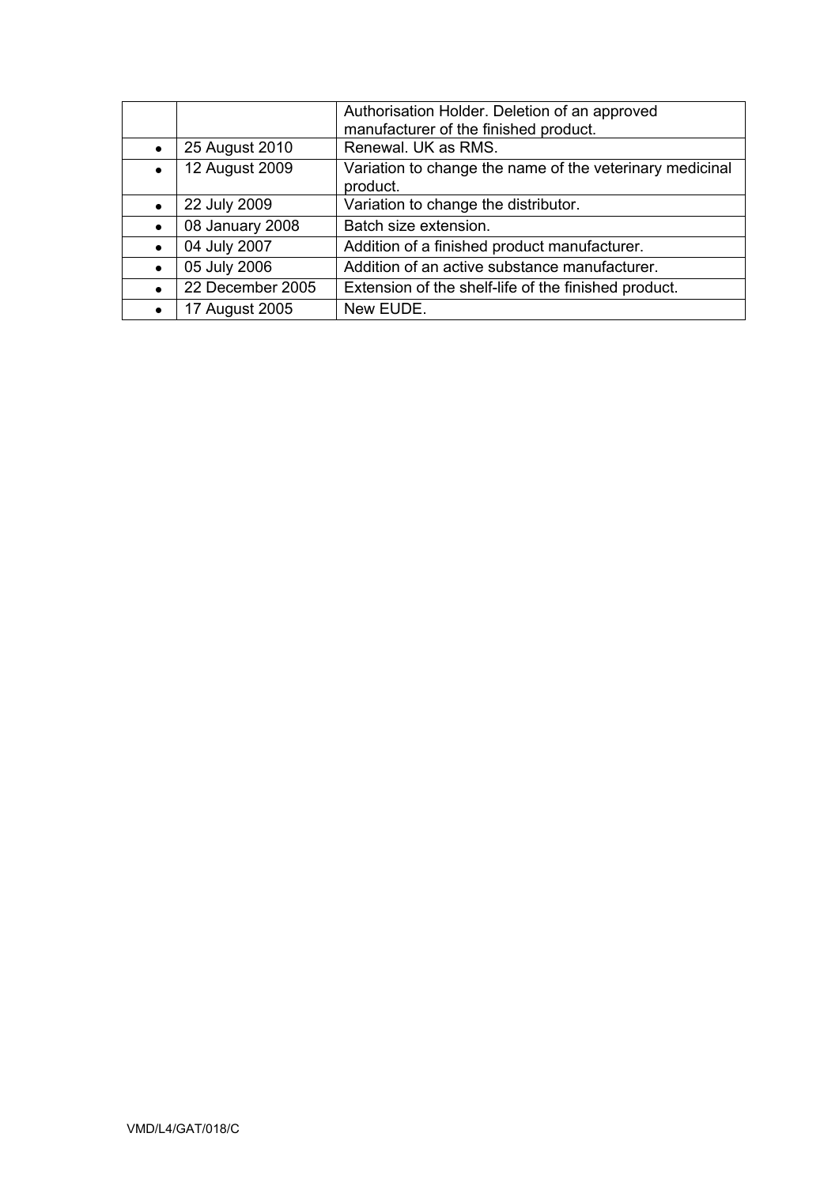| | | |
|---|---|---|
| | | Authorisation Holder. Deletion of an approved manufacturer of the finished product. |
| • | 25 August 2010 | Renewal. UK as RMS. |
| • | 12 August 2009 | Variation to change the name of the veterinary medicinal product. |
| • | 22 July 2009 | Variation to change the distributor. |
| • | 08 January 2008 | Batch size extension. |
| • | 04 July 2007 | Addition of a finished product manufacturer. |
| • | 05 July 2006 | Addition of an active substance manufacturer. |
| • | 22 December 2005 | Extension of the shelf-life of the finished product. |
| • | 17 August 2005 | New EUDE. |

VMD/L4/GAT/018/C